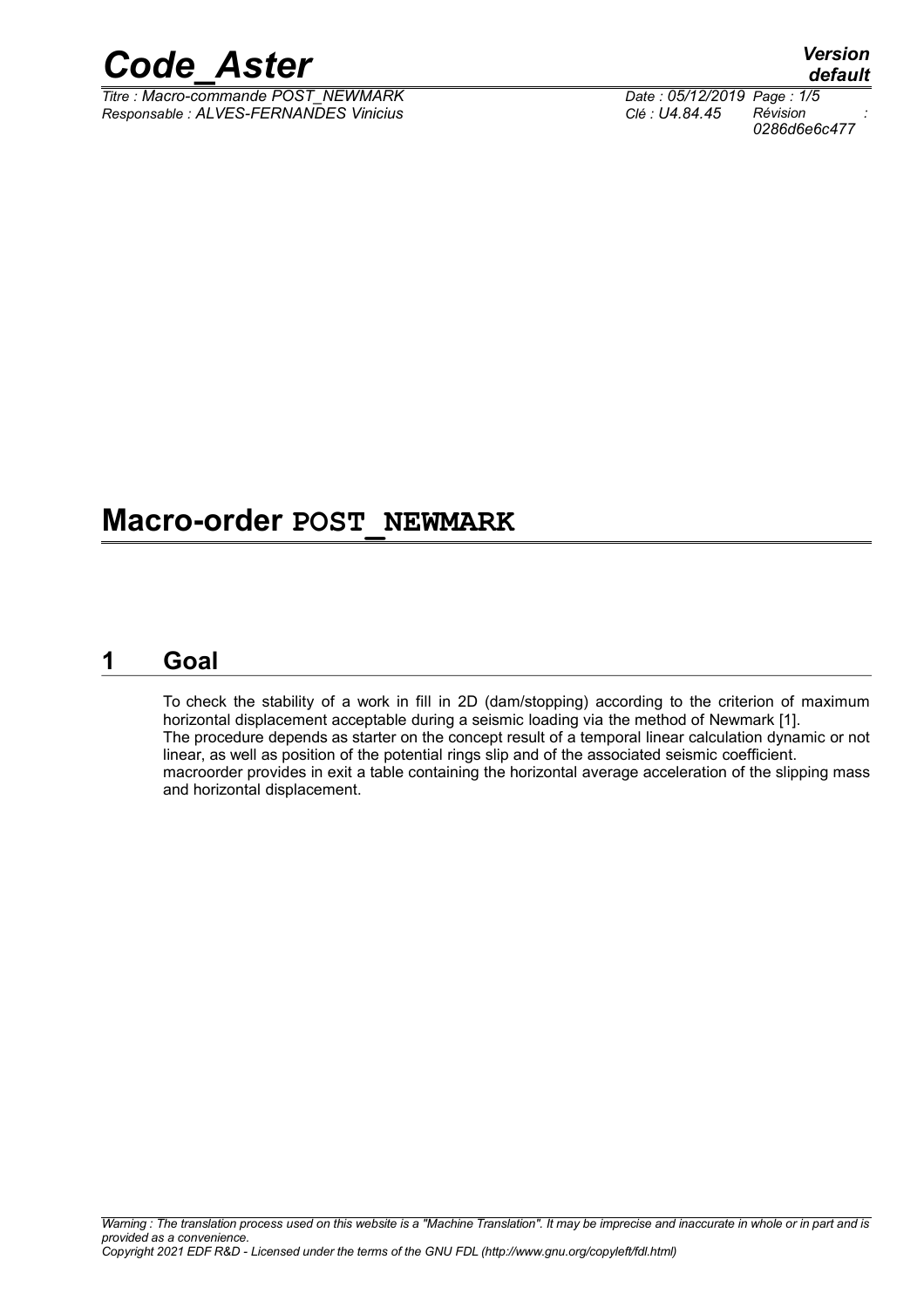# Macro-order `POST_NEWMARK`

## 1 Goal

To check the stability of a work in fill in 2D (dam/stopping) according to the criterion of maximum horizontal displacement acceptable during a seismic loading via the method of Newmark [1].
The procedure depends as starter on the concept result of a temporal linear calculation dynamic or not linear, as well as position of the potential rings slip and of the associated seismic coefficient.
macroorder provides in exit a table containing the horizontal average acceleration of the slipping mass and horizontal displacement.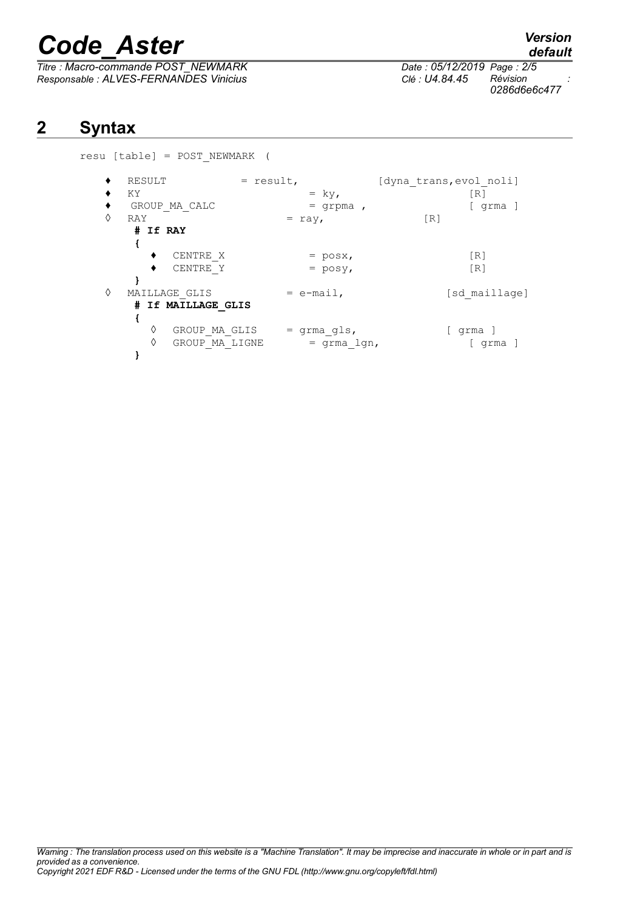## 2 Syntax

```
resu [table] = POST_NEWMARK (

    ♦  RESULT          = result,          [dyna_trans,evol_noli]
    ♦  KY                     = ky,                  [R]
    ♦  GROUP_MA_CALC          = grpma ,              [ grma ]
    ◊  RAY                 = ray,              [R]
       # If RAY
       {
          ♦  CENTRE_X          = posx,               [R]
          ♦  CENTRE_Y          = posy,               [R]
       }
    ◊  MAILLAGE_GLIS         = e-mail,              [sd_maillage]
       # If MAILLAGE_GLIS
       {
          ◊  GROUP_MA_GLIS     = grma_gls,            [ grma ]
          ◊  GROUP_MA_LIGNE      = grma_lgn,             [ grma ]
       }
```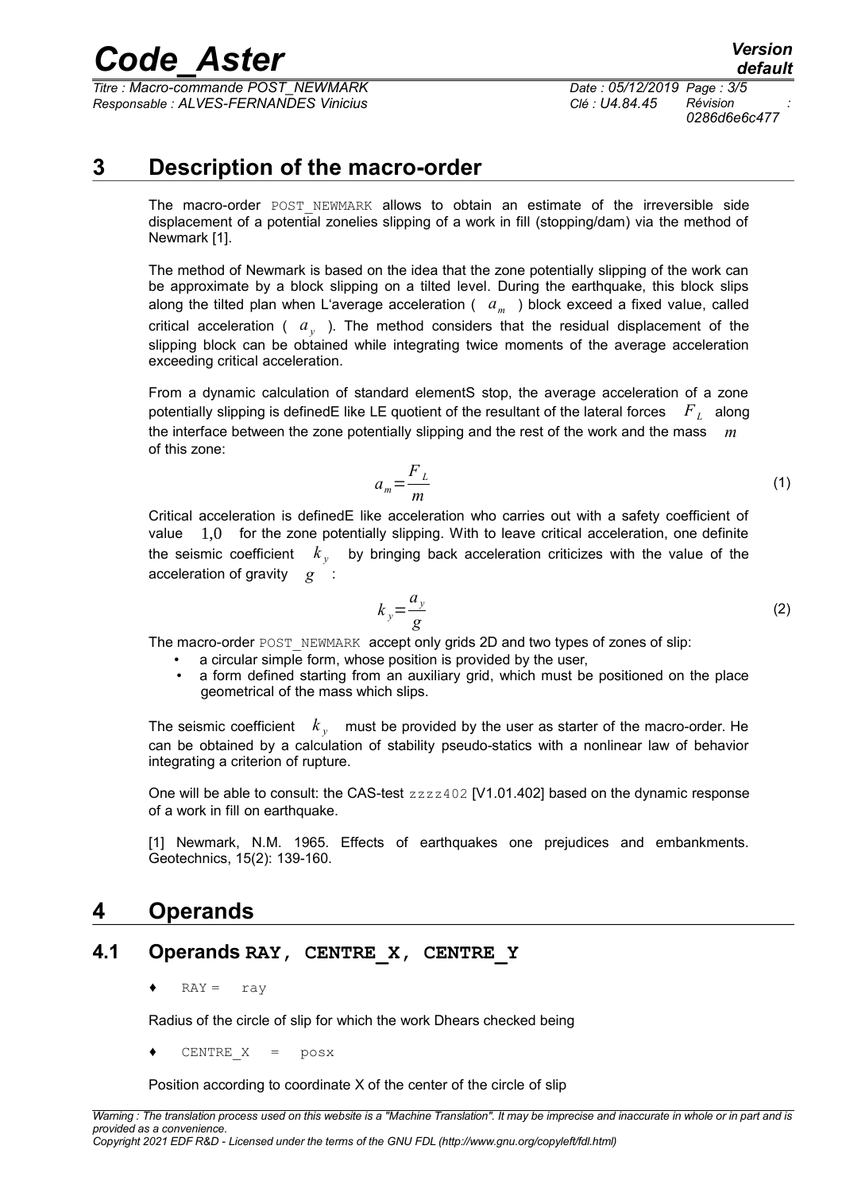# 3 Description of the macro-order

The macro-order `POST_NEWMARK` allows to obtain an estimate of the irreversible side displacement of a potential zonelies slipping of a work in fill (stopping/dam) via the method of Newmark [1].

The method of Newmark is based on the idea that the zone potentially slipping of the work can be approximate by a block slipping on a tilted level. During the earthquake, this block slips along the tilted plan when L'average acceleration ( $a_m$ ) block exceed a fixed value, called critical acceleration ( $a_y$ ). The method considers that the residual displacement of the slipping block can be obtained while integrating twice moments of the average acceleration exceeding critical acceleration.

From a dynamic calculation of standard elementS stop, the average acceleration of a zone potentially slipping is definedE like LE quotient of the resultant of the lateral forces $F_L$ along the interface between the zone potentially slipping and the rest of the work and the mass $m$ of this zone:

$$a_m = \frac{F_L}{m} \tag{1}$$

Critical acceleration is definedE like acceleration who carries out with a safety coefficient of value $1{,}0$ for the zone potentially slipping. With to leave critical acceleration, one definite the seismic coefficient $k_y$ by bringing back acceleration criticizes with the value of the acceleration of gravity $g$ :

$$k_y = \frac{a_y}{g} \tag{2}$$

The macro-order `POST_NEWMARK` accept only grids 2D and two types of zones of slip:

- a circular simple form, whose position is provided by the user,
- a form defined starting from an auxiliary grid, which must be positioned on the place geometrical of the mass which slips.

The seismic coefficient $k_y$ must be provided by the user as starter of the macro-order. He can be obtained by a calculation of stability pseudo-statics with a nonlinear law of behavior integrating a criterion of rupture.

One will be able to consult: the CAS-test `zzzz402` [V1.01.402] based on the dynamic response of a work in fill on earthquake.

[1] Newmark, N.M. 1965. Effects of earthquakes one prejudices and embankments. Geotechnics, 15(2): 139-160.

# 4 Operands

## 4.1 Operands `RAY`, `CENTRE_X`, `CENTRE_Y`

♦ `RAY = ray`

Radius of the circle of slip for which the work Dhears checked being

♦ `CENTRE_X = posx`

Position according to coordinate X of the center of the circle of slip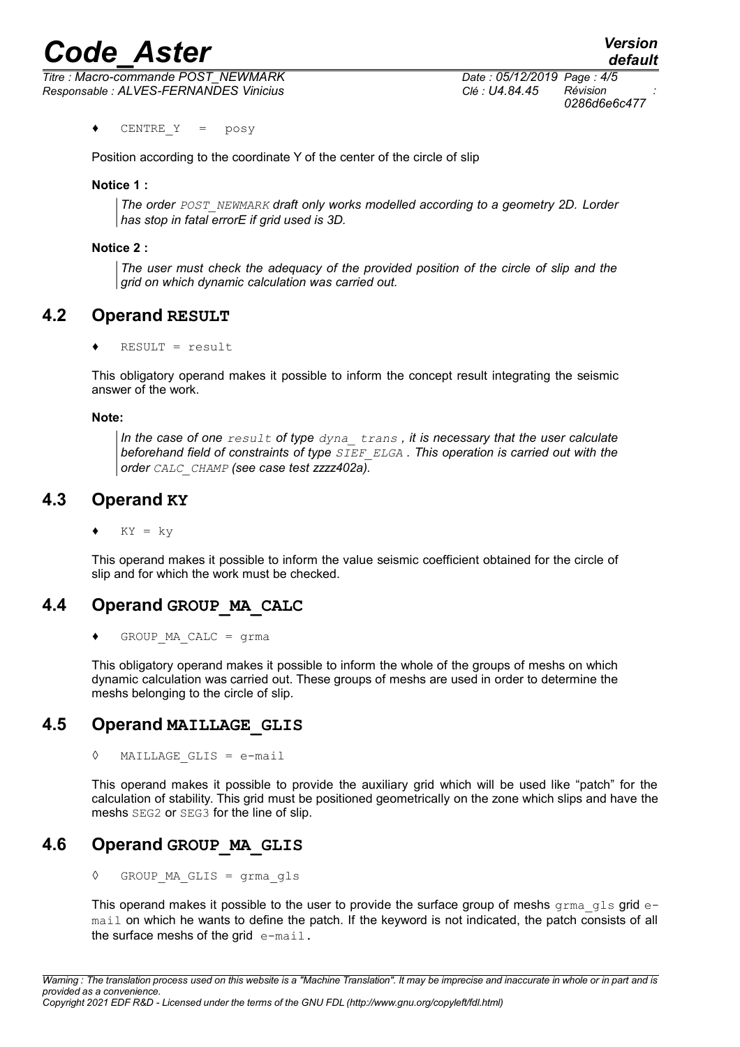♦ CENTRE_Y = posy

Position according to the coordinate Y of the center of the circle of slip

**Notice 1 :**

> *The order POST_NEWMARK draft only works modelled according to a geometry 2D. Lorder has stop in fatal errorE if grid used is 3D.*

**Notice 2 :**

> *The user must check the adequacy of the provided position of the circle of slip and the grid on which dynamic calculation was carried out.*

## 4.2 Operand RESULT

♦ RESULT = result

This obligatory operand makes it possible to inform the concept result integrating the seismic answer of the work.

**Note:**

> *In the case of one result of type dyna_ trans , it is necessary that the user calculate beforehand field of constraints of type SIEF_ELGA . This operation is carried out with the order CALC_CHAMP (see case test zzzz402a).*

## 4.3 Operand KY

♦ KY = ky

This operand makes it possible to inform the value seismic coefficient obtained for the circle of slip and for which the work must be checked.

## 4.4 Operand GROUP_MA_CALC

♦ GROUP_MA_CALC = grma

This obligatory operand makes it possible to inform the whole of the groups of meshs on which dynamic calculation was carried out. These groups of meshs are used in order to determine the meshs belonging to the circle of slip.

## 4.5 Operand MAILLAGE_GLIS

◊ MAILLAGE_GLIS = e-mail

This operand makes it possible to provide the auxiliary grid which will be used like "patch" for the calculation of stability. This grid must be positioned geometrically on the zone which slips and have the meshs SEG2 or SEG3 for the line of slip.

## 4.6 Operand GROUP_MA_GLIS

◊ GROUP_MA_GLIS = grma_gls

This operand makes it possible to the user to provide the surface group of meshs grma_gls grid e-mail on which he wants to define the patch. If the keyword is not indicated, the patch consists of all the surface meshs of the grid e-mail.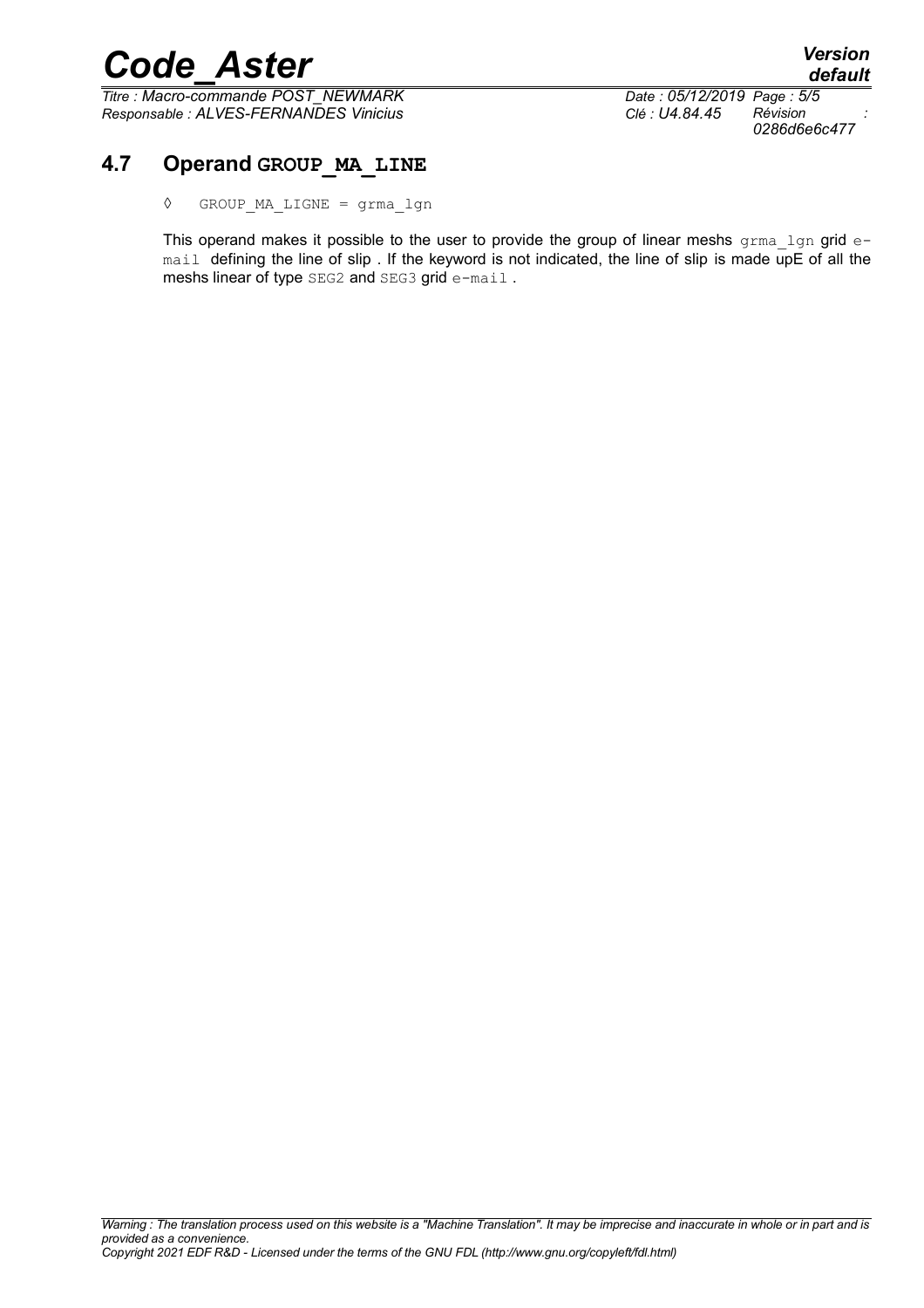## 4.7 Operand GROUP_MA_LINE

◊ GROUP_MA_LIGNE = grma_lgn

This operand makes it possible to the user to provide the group of linear meshs grma_lgn grid e-mail defining the line of slip . If the keyword is not indicated, the line of slip is made upE of all the meshs linear of type SEG2 and SEG3 grid e-mail .